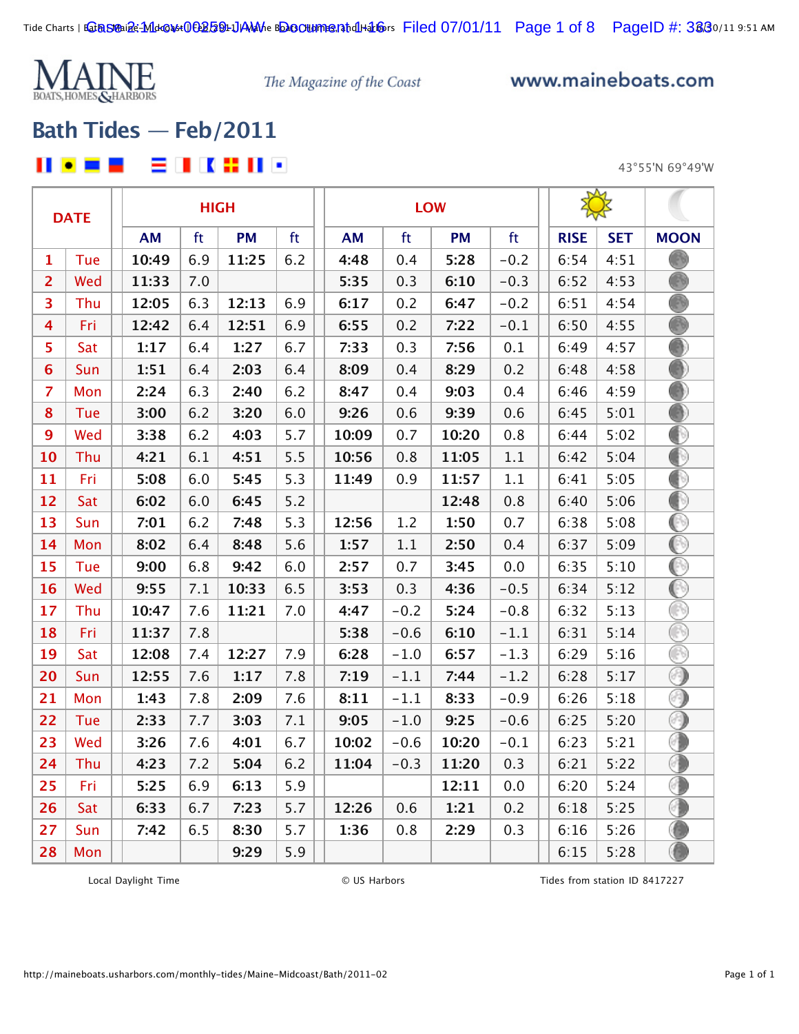# MAINE BOATS, HOMES & HARBORS

*The Magazine of the Coast*

www.maineboats.com

## Bath Tides — Feb/2011

43°55'N 69°49'W

| DATE | | HIGH | | | | LOW | | | | | | |
|---|---|---|---|---|---|---|---|---|---|---|---|---|
| | | AM | ft | PM | ft | AM | ft | PM | ft | RISE | SET | MOON |
| 1 | Tue | 10:49 | 6.9 | 11:25 | 6.2 | 4:48 | 0.4 | 5:28 | −0.2 | 6:54 | 4:51 | |
| 2 | Wed | 11:33 | 7.0 | | | 5:35 | 0.3 | 6:10 | −0.3 | 6:52 | 4:53 | |
| 3 | Thu | 12:05 | 6.3 | 12:13 | 6.9 | 6:17 | 0.2 | 6:47 | −0.2 | 6:51 | 4:54 | |
| 4 | Fri | 12:42 | 6.4 | 12:51 | 6.9 | 6:55 | 0.2 | 7:22 | −0.1 | 6:50 | 4:55 | |
| 5 | Sat | 1:17 | 6.4 | 1:27 | 6.7 | 7:33 | 0.3 | 7:56 | 0.1 | 6:49 | 4:57 | |
| 6 | Sun | 1:51 | 6.4 | 2:03 | 6.4 | 8:09 | 0.4 | 8:29 | 0.2 | 6:48 | 4:58 | |
| 7 | Mon | 2:24 | 6.3 | 2:40 | 6.2 | 8:47 | 0.4 | 9:03 | 0.4 | 6:46 | 4:59 | |
| 8 | Tue | 3:00 | 6.2 | 3:20 | 6.0 | 9:26 | 0.6 | 9:39 | 0.6 | 6:45 | 5:01 | |
| 9 | Wed | 3:38 | 6.2 | 4:03 | 5.7 | 10:09 | 0.7 | 10:20 | 0.8 | 6:44 | 5:02 | |
| 10 | Thu | 4:21 | 6.1 | 4:51 | 5.5 | 10:56 | 0.8 | 11:05 | 1.1 | 6:42 | 5:04 | |
| 11 | Fri | 5:08 | 6.0 | 5:45 | 5.3 | 11:49 | 0.9 | 11:57 | 1.1 | 6:41 | 5:05 | |
| 12 | Sat | 6:02 | 6.0 | 6:45 | 5.2 | | | 12:48 | 0.8 | 6:40 | 5:06 | |
| 13 | Sun | 7:01 | 6.2 | 7:48 | 5.3 | 12:56 | 1.2 | 1:50 | 0.7 | 6:38 | 5:08 | |
| 14 | Mon | 8:02 | 6.4 | 8:48 | 5.6 | 1:57 | 1.1 | 2:50 | 0.4 | 6:37 | 5:09 | |
| 15 | Tue | 9:00 | 6.8 | 9:42 | 6.0 | 2:57 | 0.7 | 3:45 | 0.0 | 6:35 | 5:10 | |
| 16 | Wed | 9:55 | 7.1 | 10:33 | 6.5 | 3:53 | 0.3 | 4:36 | −0.5 | 6:34 | 5:12 | |
| 17 | Thu | 10:47 | 7.6 | 11:21 | 7.0 | 4:47 | −0.2 | 5:24 | −0.8 | 6:32 | 5:13 | |
| 18 | Fri | 11:37 | 7.8 | | | 5:38 | −0.6 | 6:10 | −1.1 | 6:31 | 5:14 | |
| 19 | Sat | 12:08 | 7.4 | 12:27 | 7.9 | 6:28 | −1.0 | 6:57 | −1.3 | 6:29 | 5:16 | |
| 20 | Sun | 12:55 | 7.6 | 1:17 | 7.8 | 7:19 | −1.1 | 7:44 | −1.2 | 6:28 | 5:17 | |
| 21 | Mon | 1:43 | 7.8 | 2:09 | 7.6 | 8:11 | −1.1 | 8:33 | −0.9 | 6:26 | 5:18 | |
| 22 | Tue | 2:33 | 7.7 | 3:03 | 7.1 | 9:05 | −1.0 | 9:25 | −0.6 | 6:25 | 5:20 | |
| 23 | Wed | 3:26 | 7.6 | 4:01 | 6.7 | 10:02 | −0.6 | 10:20 | −0.1 | 6:23 | 5:21 | |
| 24 | Thu | 4:23 | 7.2 | 5:04 | 6.2 | 11:04 | −0.3 | 11:20 | 0.3 | 6:21 | 5:22 | |
| 25 | Fri | 5:25 | 6.9 | 6:13 | 5.9 | | | 12:11 | 0.0 | 6:20 | 5:24 | |
| 26 | Sat | 6:33 | 6.7 | 7:23 | 5.7 | 12:26 | 0.6 | 1:21 | 0.2 | 6:18 | 5:25 | |
| 27 | Sun | 7:42 | 6.5 | 8:30 | 5.7 | 1:36 | 0.8 | 2:29 | 0.3 | 6:16 | 5:26 | |
| 28 | Mon | | | 9:29 | 5.9 | | | | | 6:15 | 5:28 | |

Local Daylight Time © US Harbors Tides from station ID 8417227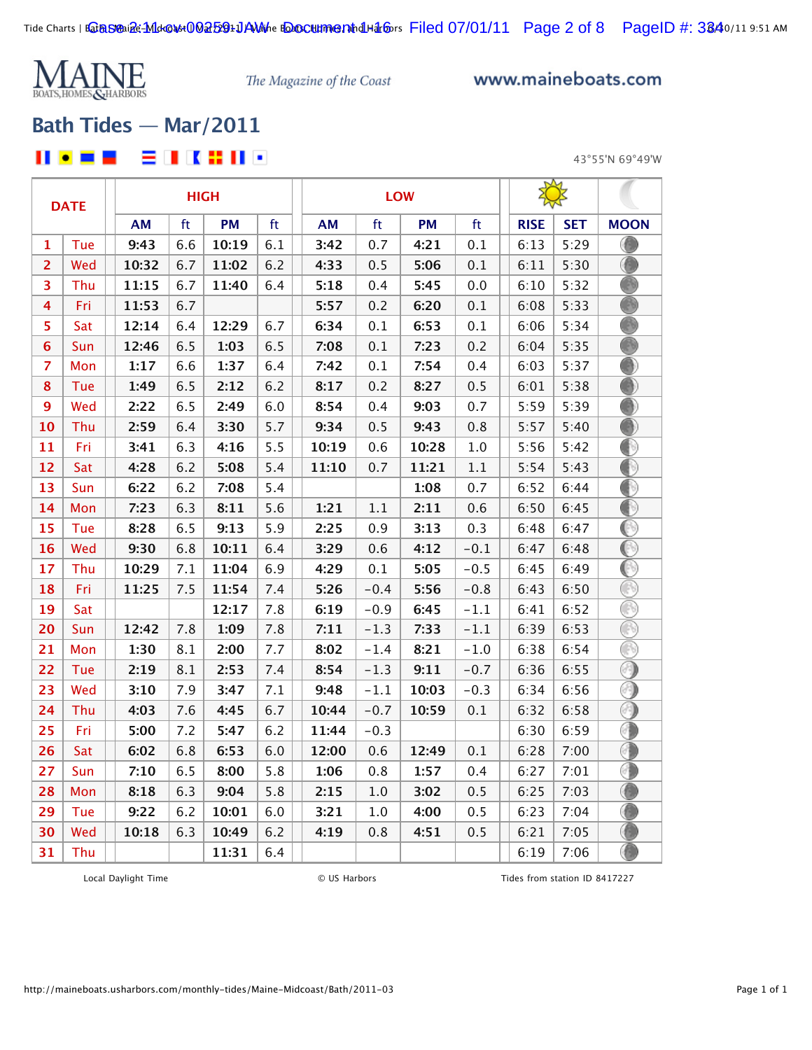MAINE BOATS, HOMES & HARBORS

*The Magazine of the Coast*

www.maineboats.com

## Bath Tides — Mar/2011

43°55'N 69°49'W

| DATE | | HIGH | | | | LOW | | | | RISE | SET | MOON |
|---|---|---|---|---|---|---|---|---|---|---|---|---|
| | | AM | ft | PM | ft | AM | ft | PM | ft | RISE | SET | MOON |
| 1 | Tue | 9:43 | 6.6 | 10:19 | 6.1 | 3:42 | 0.7 | 4:21 | 0.1 | 6:13 | 5:29 | |
| 2 | Wed | 10:32 | 6.7 | 11:02 | 6.2 | 4:33 | 0.5 | 5:06 | 0.1 | 6:11 | 5:30 | |
| 3 | Thu | 11:15 | 6.7 | 11:40 | 6.4 | 5:18 | 0.4 | 5:45 | 0.0 | 6:10 | 5:32 | |
| 4 | Fri | 11:53 | 6.7 | | | 5:57 | 0.2 | 6:20 | 0.1 | 6:08 | 5:33 | |
| 5 | Sat | 12:14 | 6.4 | 12:29 | 6.7 | 6:34 | 0.1 | 6:53 | 0.1 | 6:06 | 5:34 | |
| 6 | Sun | 12:46 | 6.5 | 1:03 | 6.5 | 7:08 | 0.1 | 7:23 | 0.2 | 6:04 | 5:35 | |
| 7 | Mon | 1:17 | 6.6 | 1:37 | 6.4 | 7:42 | 0.1 | 7:54 | 0.4 | 6:03 | 5:37 | |
| 8 | Tue | 1:49 | 6.5 | 2:12 | 6.2 | 8:17 | 0.2 | 8:27 | 0.5 | 6:01 | 5:38 | |
| 9 | Wed | 2:22 | 6.5 | 2:49 | 6.0 | 8:54 | 0.4 | 9:03 | 0.7 | 5:59 | 5:39 | |
| 10 | Thu | 2:59 | 6.4 | 3:30 | 5.7 | 9:34 | 0.5 | 9:43 | 0.8 | 5:57 | 5:40 | |
| 11 | Fri | 3:41 | 6.3 | 4:16 | 5.5 | 10:19 | 0.6 | 10:28 | 1.0 | 5:56 | 5:42 | |
| 12 | Sat | 4:28 | 6.2 | 5:08 | 5.4 | 11:10 | 0.7 | 11:21 | 1.1 | 5:54 | 5:43 | |
| 13 | Sun | 6:22 | 6.2 | 7:08 | 5.4 | | | 1:08 | 0.7 | 6:52 | 6:44 | |
| 14 | Mon | 7:23 | 6.3 | 8:11 | 5.6 | 1:21 | 1.1 | 2:11 | 0.6 | 6:50 | 6:45 | |
| 15 | Tue | 8:28 | 6.5 | 9:13 | 5.9 | 2:25 | 0.9 | 3:13 | 0.3 | 6:48 | 6:47 | |
| 16 | Wed | 9:30 | 6.8 | 10:11 | 6.4 | 3:29 | 0.6 | 4:12 | -0.1 | 6:47 | 6:48 | |
| 17 | Thu | 10:29 | 7.1 | 11:04 | 6.9 | 4:29 | 0.1 | 5:05 | -0.5 | 6:45 | 6:49 | |
| 18 | Fri | 11:25 | 7.5 | 11:54 | 7.4 | 5:26 | -0.4 | 5:56 | -0.8 | 6:43 | 6:50 | |
| 19 | Sat | | | 12:17 | 7.8 | 6:19 | -0.9 | 6:45 | -1.1 | 6:41 | 6:52 | |
| 20 | Sun | 12:42 | 7.8 | 1:09 | 7.8 | 7:11 | -1.3 | 7:33 | -1.1 | 6:39 | 6:53 | |
| 21 | Mon | 1:30 | 8.1 | 2:00 | 7.7 | 8:02 | -1.4 | 8:21 | -1.0 | 6:38 | 6:54 | |
| 22 | Tue | 2:19 | 8.1 | 2:53 | 7.4 | 8:54 | -1.3 | 9:11 | -0.7 | 6:36 | 6:55 | |
| 23 | Wed | 3:10 | 7.9 | 3:47 | 7.1 | 9:48 | -1.1 | 10:03 | -0.3 | 6:34 | 6:56 | |
| 24 | Thu | 4:03 | 7.6 | 4:45 | 6.7 | 10:44 | -0.7 | 10:59 | 0.1 | 6:32 | 6:58 | |
| 25 | Fri | 5:00 | 7.2 | 5:47 | 6.2 | 11:44 | -0.3 | | | 6:30 | 6:59 | |
| 26 | Sat | 6:02 | 6.8 | 6:53 | 6.0 | 12:00 | 0.6 | 12:49 | 0.1 | 6:28 | 7:00 | |
| 27 | Sun | 7:10 | 6.5 | 8:00 | 5.8 | 1:06 | 0.8 | 1:57 | 0.4 | 6:27 | 7:01 | |
| 28 | Mon | 8:18 | 6.3 | 9:04 | 5.8 | 2:15 | 1.0 | 3:02 | 0.5 | 6:25 | 7:03 | |
| 29 | Tue | 9:22 | 6.2 | 10:01 | 6.0 | 3:21 | 1.0 | 4:00 | 0.5 | 6:23 | 7:04 | |
| 30 | Wed | 10:18 | 6.3 | 10:49 | 6.2 | 4:19 | 0.8 | 4:51 | 0.5 | 6:21 | 7:05 | |
| 31 | Thu | | | 11:31 | 6.4 | | | | | 6:19 | 7:06 | |

Local Daylight Time © US Harbors Tides from station ID 8417227

http://maineboats.usharbors.com/monthly-tides/Maine-Midcoast/Bath/2011-03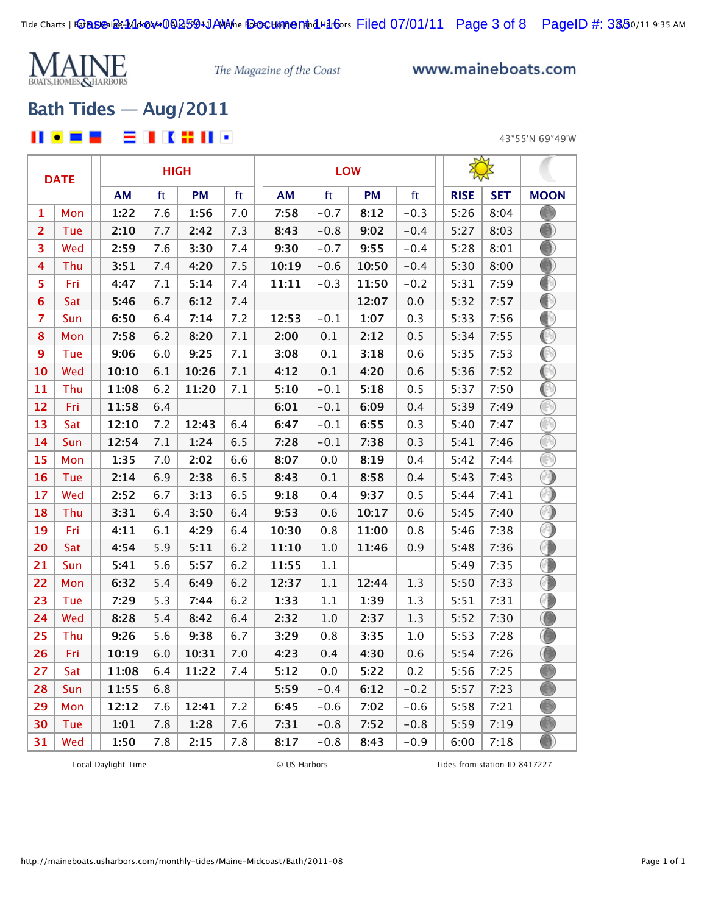# MAINE BOATS, HOMES & HARBORS

*The Magazine of the Coast*

www.maineboats.com

## Bath Tides — Aug/2011

43°55'N 69°49'W

| DATE | | HIGH | | | | LOW | | | | RISE | SET | MOON |
|---|---|---|---|---|---|---|---|---|---|---|---|---|
| | | AM | ft | PM | ft | AM | ft | PM | ft | RISE | SET | MOON |
| 1 | Mon | 1:22 | 7.6 | 1:56 | 7.0 | 7:58 | −0.7 | 8:12 | −0.3 | 5:26 | 8:04 | |
| 2 | Tue | 2:10 | 7.7 | 2:42 | 7.3 | 8:43 | −0.8 | 9:02 | −0.4 | 5:27 | 8:03 | |
| 3 | Wed | 2:59 | 7.6 | 3:30 | 7.4 | 9:30 | −0.7 | 9:55 | −0.4 | 5:28 | 8:01 | |
| 4 | Thu | 3:51 | 7.4 | 4:20 | 7.5 | 10:19 | −0.6 | 10:50 | −0.4 | 5:30 | 8:00 | |
| 5 | Fri | 4:47 | 7.1 | 5:14 | 7.4 | 11:11 | −0.3 | 11:50 | −0.2 | 5:31 | 7:59 | |
| 6 | Sat | 5:46 | 6.7 | 6:12 | 7.4 | | | 12:07 | 0.0 | 5:32 | 7:57 | |
| 7 | Sun | 6:50 | 6.4 | 7:14 | 7.2 | 12:53 | −0.1 | 1:07 | 0.3 | 5:33 | 7:56 | |
| 8 | Mon | 7:58 | 6.2 | 8:20 | 7.1 | 2:00 | 0.1 | 2:12 | 0.5 | 5:34 | 7:55 | |
| 9 | Tue | 9:06 | 6.0 | 9:25 | 7.1 | 3:08 | 0.1 | 3:18 | 0.6 | 5:35 | 7:53 | |
| 10 | Wed | 10:10 | 6.1 | 10:26 | 7.1 | 4:12 | 0.1 | 4:20 | 0.6 | 5:36 | 7:52 | |
| 11 | Thu | 11:08 | 6.2 | 11:20 | 7.1 | 5:10 | −0.1 | 5:18 | 0.5 | 5:37 | 7:50 | |
| 12 | Fri | 11:58 | 6.4 | | | 6:01 | −0.1 | 6:09 | 0.4 | 5:39 | 7:49 | |
| 13 | Sat | 12:10 | 7.2 | 12:43 | 6.4 | 6:47 | −0.1 | 6:55 | 0.3 | 5:40 | 7:47 | |
| 14 | Sun | 12:54 | 7.1 | 1:24 | 6.5 | 7:28 | −0.1 | 7:38 | 0.3 | 5:41 | 7:46 | |
| 15 | Mon | 1:35 | 7.0 | 2:02 | 6.6 | 8:07 | 0.0 | 8:19 | 0.4 | 5:42 | 7:44 | |
| 16 | Tue | 2:14 | 6.9 | 2:38 | 6.5 | 8:43 | 0.1 | 8:58 | 0.4 | 5:43 | 7:43 | |
| 17 | Wed | 2:52 | 6.7 | 3:13 | 6.5 | 9:18 | 0.4 | 9:37 | 0.5 | 5:44 | 7:41 | |
| 18 | Thu | 3:31 | 6.4 | 3:50 | 6.4 | 9:53 | 0.6 | 10:17 | 0.6 | 5:45 | 7:40 | |
| 19 | Fri | 4:11 | 6.1 | 4:29 | 6.4 | 10:30 | 0.8 | 11:00 | 0.8 | 5:46 | 7:38 | |
| 20 | Sat | 4:54 | 5.9 | 5:11 | 6.2 | 11:10 | 1.0 | 11:46 | 0.9 | 5:48 | 7:36 | |
| 21 | Sun | 5:41 | 5.6 | 5:57 | 6.2 | 11:55 | 1.1 | | | 5:49 | 7:35 | |
| 22 | Mon | 6:32 | 5.4 | 6:49 | 6.2 | 12:37 | 1.1 | 12:44 | 1.3 | 5:50 | 7:33 | |
| 23 | Tue | 7:29 | 5.3 | 7:44 | 6.2 | 1:33 | 1.1 | 1:39 | 1.3 | 5:51 | 7:31 | |
| 24 | Wed | 8:28 | 5.4 | 8:42 | 6.4 | 2:32 | 1.0 | 2:37 | 1.3 | 5:52 | 7:30 | |
| 25 | Thu | 9:26 | 5.6 | 9:38 | 6.7 | 3:29 | 0.8 | 3:35 | 1.0 | 5:53 | 7:28 | |
| 26 | Fri | 10:19 | 6.0 | 10:31 | 7.0 | 4:23 | 0.4 | 4:30 | 0.6 | 5:54 | 7:26 | |
| 27 | Sat | 11:08 | 6.4 | 11:22 | 7.4 | 5:12 | 0.0 | 5:22 | 0.2 | 5:56 | 7:25 | |
| 28 | Sun | 11:55 | 6.8 | | | 5:59 | −0.4 | 6:12 | −0.2 | 5:57 | 7:23 | |
| 29 | Mon | 12:12 | 7.6 | 12:41 | 7.2 | 6:45 | −0.6 | 7:02 | −0.6 | 5:58 | 7:21 | |
| 30 | Tue | 1:01 | 7.8 | 1:28 | 7.6 | 7:31 | −0.8 | 7:52 | −0.8 | 5:59 | 7:19 | |
| 31 | Wed | 1:50 | 7.8 | 2:15 | 7.8 | 8:17 | −0.8 | 8:43 | −0.9 | 6:00 | 7:18 | |

Local Daylight Time © US Harbors Tides from station ID 8417227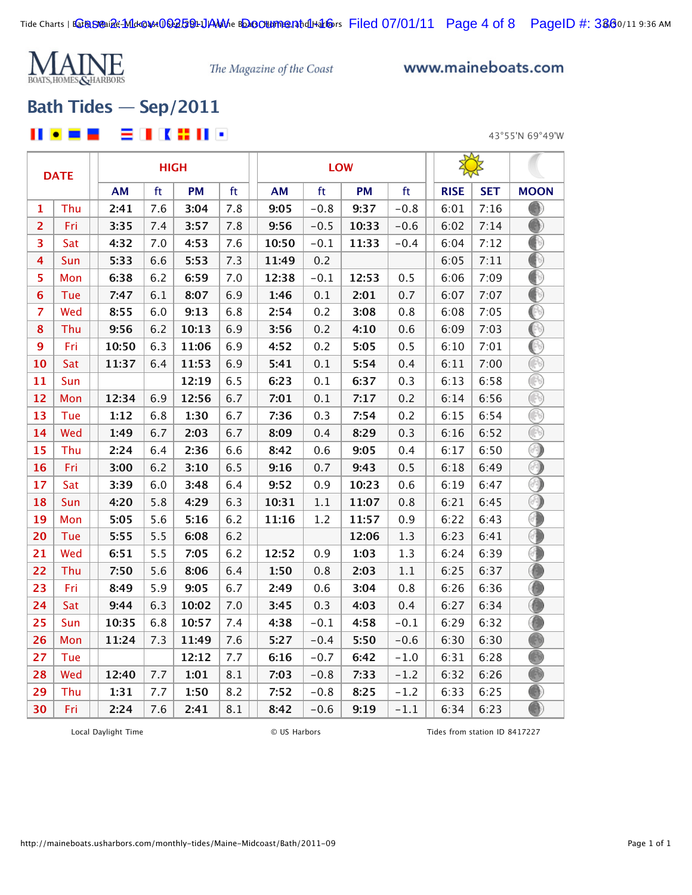# MAINE BOATS, HOMES & HARBORS

*The Magazine of the Coast*

www.maineboats.com

## Bath Tides — Sep/2011

43°55'N 69°49'W

| DATE | | HIGH | | | | LOW | | | | | | |
|---|---|---|---|---|---|---|---|---|---|---|---|---|
| | | AM | ft | PM | ft | AM | ft | PM | ft | RISE | SET | MOON |
| 1 | Thu | 2:41 | 7.6 | 3:04 | 7.8 | 9:05 | −0.8 | 9:37 | −0.8 | 6:01 | 7:16 | |
| 2 | Fri | 3:35 | 7.4 | 3:57 | 7.8 | 9:56 | −0.5 | 10:33 | −0.6 | 6:02 | 7:14 | |
| 3 | Sat | 4:32 | 7.0 | 4:53 | 7.6 | 10:50 | −0.1 | 11:33 | −0.4 | 6:04 | 7:12 | |
| 4 | Sun | 5:33 | 6.6 | 5:53 | 7.3 | 11:49 | 0.2 | | | 6:05 | 7:11 | |
| 5 | Mon | 6:38 | 6.2 | 6:59 | 7.0 | 12:38 | −0.1 | 12:53 | 0.5 | 6:06 | 7:09 | |
| 6 | Tue | 7:47 | 6.1 | 8:07 | 6.9 | 1:46 | 0.1 | 2:01 | 0.7 | 6:07 | 7:07 | |
| 7 | Wed | 8:55 | 6.0 | 9:13 | 6.8 | 2:54 | 0.2 | 3:08 | 0.8 | 6:08 | 7:05 | |
| 8 | Thu | 9:56 | 6.2 | 10:13 | 6.9 | 3:56 | 0.2 | 4:10 | 0.6 | 6:09 | 7:03 | |
| 9 | Fri | 10:50 | 6.3 | 11:06 | 6.9 | 4:52 | 0.2 | 5:05 | 0.5 | 6:10 | 7:01 | |
| 10 | Sat | 11:37 | 6.4 | 11:53 | 6.9 | 5:41 | 0.1 | 5:54 | 0.4 | 6:11 | 7:00 | |
| 11 | Sun | | | 12:19 | 6.5 | 6:23 | 0.1 | 6:37 | 0.3 | 6:13 | 6:58 | |
| 12 | Mon | 12:34 | 6.9 | 12:56 | 6.7 | 7:01 | 0.1 | 7:17 | 0.2 | 6:14 | 6:56 | |
| 13 | Tue | 1:12 | 6.8 | 1:30 | 6.7 | 7:36 | 0.3 | 7:54 | 0.2 | 6:15 | 6:54 | |
| 14 | Wed | 1:49 | 6.7 | 2:03 | 6.7 | 8:09 | 0.4 | 8:29 | 0.3 | 6:16 | 6:52 | |
| 15 | Thu | 2:24 | 6.4 | 2:36 | 6.6 | 8:42 | 0.6 | 9:05 | 0.4 | 6:17 | 6:50 | |
| 16 | Fri | 3:00 | 6.2 | 3:10 | 6.5 | 9:16 | 0.7 | 9:43 | 0.5 | 6:18 | 6:49 | |
| 17 | Sat | 3:39 | 6.0 | 3:48 | 6.4 | 9:52 | 0.9 | 10:23 | 0.6 | 6:19 | 6:47 | |
| 18 | Sun | 4:20 | 5.8 | 4:29 | 6.3 | 10:31 | 1.1 | 11:07 | 0.8 | 6:21 | 6:45 | |
| 19 | Mon | 5:05 | 5.6 | 5:16 | 6.2 | 11:16 | 1.2 | 11:57 | 0.9 | 6:22 | 6:43 | |
| 20 | Tue | 5:55 | 5.5 | 6:08 | 6.2 | | | 12:06 | 1.3 | 6:23 | 6:41 | |
| 21 | Wed | 6:51 | 5.5 | 7:05 | 6.2 | 12:52 | 0.9 | 1:03 | 1.3 | 6:24 | 6:39 | |
| 22 | Thu | 7:50 | 5.6 | 8:06 | 6.4 | 1:50 | 0.8 | 2:03 | 1.1 | 6:25 | 6:37 | |
| 23 | Fri | 8:49 | 5.9 | 9:05 | 6.7 | 2:49 | 0.6 | 3:04 | 0.8 | 6:26 | 6:36 | |
| 24 | Sat | 9:44 | 6.3 | 10:02 | 7.0 | 3:45 | 0.3 | 4:03 | 0.4 | 6:27 | 6:34 | |
| 25 | Sun | 10:35 | 6.8 | 10:57 | 7.4 | 4:38 | −0.1 | 4:58 | −0.1 | 6:29 | 6:32 | |
| 26 | Mon | 11:24 | 7.3 | 11:49 | 7.6 | 5:27 | −0.4 | 5:50 | −0.6 | 6:30 | 6:30 | |
| 27 | Tue | | | 12:12 | 7.7 | 6:16 | −0.7 | 6:42 | −1.0 | 6:31 | 6:28 | |
| 28 | Wed | 12:40 | 7.7 | 1:01 | 8.1 | 7:03 | −0.8 | 7:33 | −1.2 | 6:32 | 6:26 | |
| 29 | Thu | 1:31 | 7.7 | 1:50 | 8.2 | 7:52 | −0.8 | 8:25 | −1.2 | 6:33 | 6:25 | |
| 30 | Fri | 2:24 | 7.6 | 2:41 | 8.1 | 8:42 | −0.6 | 9:19 | −1.1 | 6:34 | 6:23 | |

Local Daylight Time | © US Harbors | Tides from station ID 8417227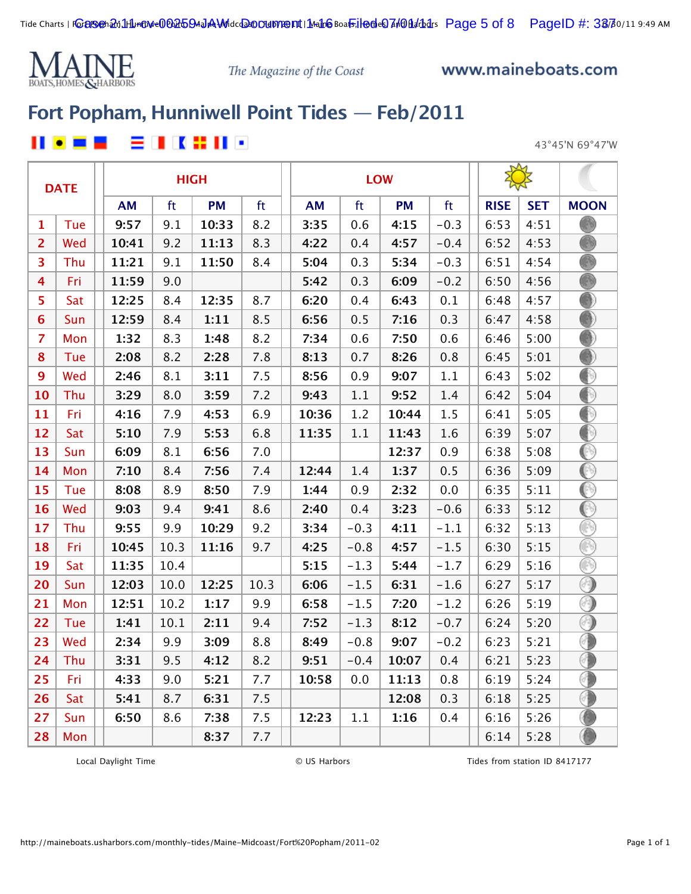# MAINE BOATS, HOMES & HARBORS

*The Magazine of the Coast*

www.maineboats.com

## Fort Popham, Hunniwell Point Tides — Feb/2011

43°45'N 69°47'W

| DATE | | HIGH | | | | LOW | | | | RISE | SET | MOON |
|---|---|---|---|---|---|---|---|---|---|---|---|---|
| | | AM | ft | PM | ft | AM | ft | PM | ft | | | |
| 1 | Tue | 9:57 | 9.1 | 10:33 | 8.2 | 3:35 | 0.6 | 4:15 | -0.3 | 6:53 | 4:51 | |
| 2 | Wed | 10:41 | 9.2 | 11:13 | 8.3 | 4:22 | 0.4 | 4:57 | -0.4 | 6:52 | 4:53 | |
| 3 | Thu | 11:21 | 9.1 | 11:50 | 8.4 | 5:04 | 0.3 | 5:34 | -0.3 | 6:51 | 4:54 | |
| 4 | Fri | 11:59 | 9.0 | | | 5:42 | 0.3 | 6:09 | -0.2 | 6:50 | 4:56 | |
| 5 | Sat | 12:25 | 8.4 | 12:35 | 8.7 | 6:20 | 0.4 | 6:43 | 0.1 | 6:48 | 4:57 | |
| 6 | Sun | 12:59 | 8.4 | 1:11 | 8.5 | 6:56 | 0.5 | 7:16 | 0.3 | 6:47 | 4:58 | |
| 7 | Mon | 1:32 | 8.3 | 1:48 | 8.2 | 7:34 | 0.6 | 7:50 | 0.6 | 6:46 | 5:00 | |
| 8 | Tue | 2:08 | 8.2 | 2:28 | 7.8 | 8:13 | 0.7 | 8:26 | 0.8 | 6:45 | 5:01 | |
| 9 | Wed | 2:46 | 8.1 | 3:11 | 7.5 | 8:56 | 0.9 | 9:07 | 1.1 | 6:43 | 5:02 | |
| 10 | Thu | 3:29 | 8.0 | 3:59 | 7.2 | 9:43 | 1.1 | 9:52 | 1.4 | 6:42 | 5:04 | |
| 11 | Fri | 4:16 | 7.9 | 4:53 | 6.9 | 10:36 | 1.2 | 10:44 | 1.5 | 6:41 | 5:05 | |
| 12 | Sat | 5:10 | 7.9 | 5:53 | 6.8 | 11:35 | 1.1 | 11:43 | 1.6 | 6:39 | 5:07 | |
| 13 | Sun | 6:09 | 8.1 | 6:56 | 7.0 | | | 12:37 | 0.9 | 6:38 | 5:08 | |
| 14 | Mon | 7:10 | 8.4 | 7:56 | 7.4 | 12:44 | 1.4 | 1:37 | 0.5 | 6:36 | 5:09 | |
| 15 | Tue | 8:08 | 8.9 | 8:50 | 7.9 | 1:44 | 0.9 | 2:32 | 0.0 | 6:35 | 5:11 | |
| 16 | Wed | 9:03 | 9.4 | 9:41 | 8.6 | 2:40 | 0.4 | 3:23 | -0.6 | 6:33 | 5:12 | |
| 17 | Thu | 9:55 | 9.9 | 10:29 | 9.2 | 3:34 | -0.3 | 4:11 | -1.1 | 6:32 | 5:13 | |
| 18 | Fri | 10:45 | 10.3 | 11:16 | 9.7 | 4:25 | -0.8 | 4:57 | -1.5 | 6:30 | 5:15 | |
| 19 | Sat | 11:35 | 10.4 | | | 5:15 | -1.3 | 5:44 | -1.7 | 6:29 | 5:16 | |
| 20 | Sun | 12:03 | 10.0 | 12:25 | 10.3 | 6:06 | -1.5 | 6:31 | -1.6 | 6:27 | 5:17 | |
| 21 | Mon | 12:51 | 10.2 | 1:17 | 9.9 | 6:58 | -1.5 | 7:20 | -1.2 | 6:26 | 5:19 | |
| 22 | Tue | 1:41 | 10.1 | 2:11 | 9.4 | 7:52 | -1.3 | 8:12 | -0.7 | 6:24 | 5:20 | |
| 23 | Wed | 2:34 | 9.9 | 3:09 | 8.8 | 8:49 | -0.8 | 9:07 | -0.2 | 6:23 | 5:21 | |
| 24 | Thu | 3:31 | 9.5 | 4:12 | 8.2 | 9:51 | -0.4 | 10:07 | 0.4 | 6:21 | 5:23 | |
| 25 | Fri | 4:33 | 9.0 | 5:21 | 7.7 | 10:58 | 0.0 | 11:13 | 0.8 | 6:19 | 5:24 | |
| 26 | Sat | 5:41 | 8.7 | 6:31 | 7.5 | | | 12:08 | 0.3 | 6:18 | 5:25 | |
| 27 | Sun | 6:50 | 8.6 | 7:38 | 7.5 | 12:23 | 1.1 | 1:16 | 0.4 | 6:16 | 5:26 | |
| 28 | Mon | | | 8:37 | 7.7 | | | | | 6:14 | 5:28 | |

Local Daylight Time © US Harbors Tides from station ID 8417177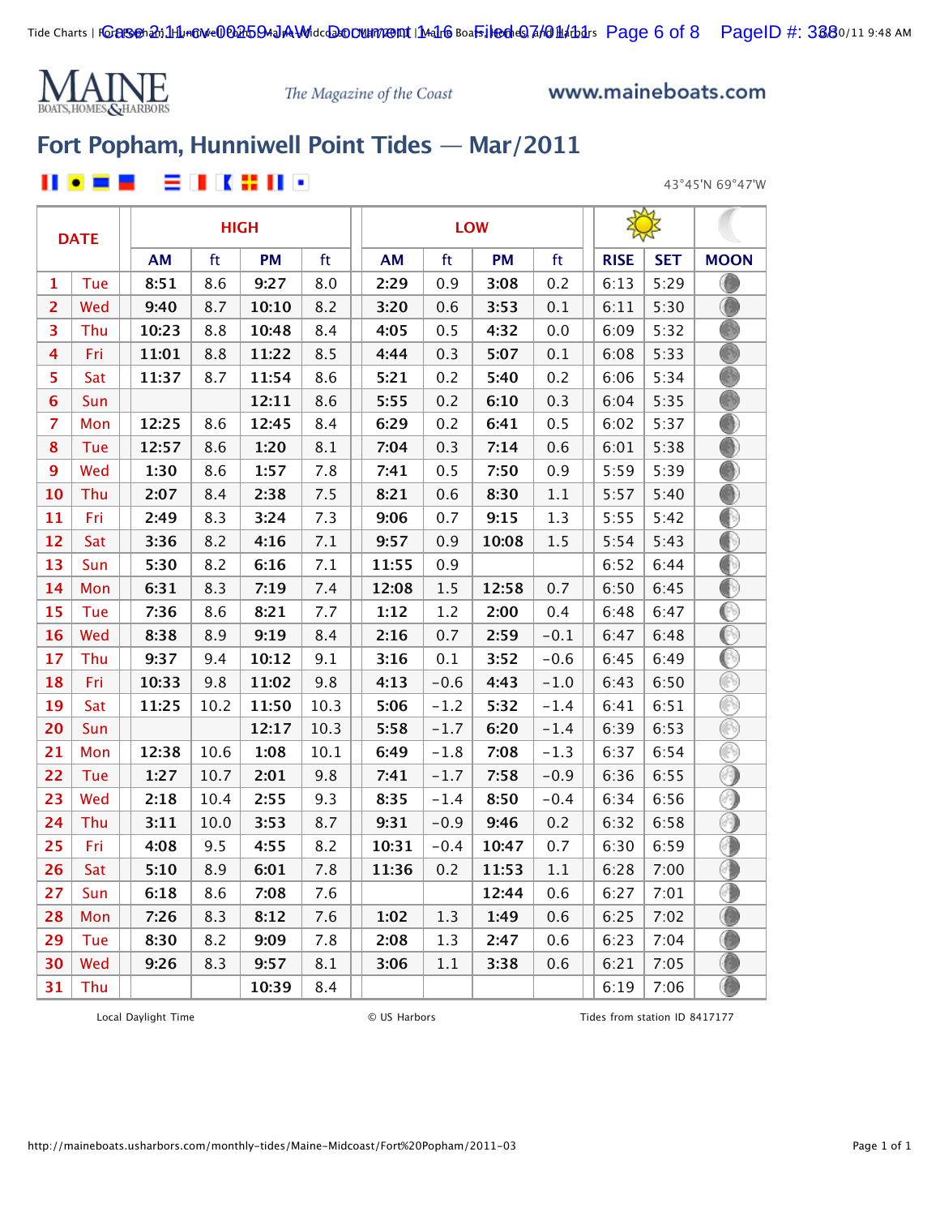MAINE BOATS, HOMES & HARBORS

*The Magazine of the Coast*

www.maineboats.com

# Fort Popham, Hunniwell Point Tides — Mar/2011

43°45'N 69°47'W

| DATE | | HIGH | | | | LOW | | | | | | MOON |
|---|---|---|---|---|---|---|---|---|---|---|---|---|
| | | AM | ft | PM | ft | AM | ft | PM | ft | RISE | SET | MOON |
| 1 | Tue | 8:51 | 8.6 | 9:27 | 8.0 | 2:29 | 0.9 | 3:08 | 0.2 | 6:13 | 5:29 | |
| 2 | Wed | 9:40 | 8.7 | 10:10 | 8.2 | 3:20 | 0.6 | 3:53 | 0.1 | 6:11 | 5:30 | |
| 3 | Thu | 10:23 | 8.8 | 10:48 | 8.4 | 4:05 | 0.5 | 4:32 | 0.0 | 6:09 | 5:32 | |
| 4 | Fri | 11:01 | 8.8 | 11:22 | 8.5 | 4:44 | 0.3 | 5:07 | 0.1 | 6:08 | 5:33 | |
| 5 | Sat | 11:37 | 8.7 | 11:54 | 8.6 | 5:21 | 0.2 | 5:40 | 0.2 | 6:06 | 5:34 | |
| 6 | Sun | | | 12:11 | 8.6 | 5:55 | 0.2 | 6:10 | 0.3 | 6:04 | 5:35 | |
| 7 | Mon | 12:25 | 8.6 | 12:45 | 8.4 | 6:29 | 0.2 | 6:41 | 0.5 | 6:02 | 5:37 | |
| 8 | Tue | 12:57 | 8.6 | 1:20 | 8.1 | 7:04 | 0.3 | 7:14 | 0.6 | 6:01 | 5:38 | |
| 9 | Wed | 1:30 | 8.6 | 1:57 | 7.8 | 7:41 | 0.5 | 7:50 | 0.9 | 5:59 | 5:39 | |
| 10 | Thu | 2:07 | 8.4 | 2:38 | 7.5 | 8:21 | 0.6 | 8:30 | 1.1 | 5:57 | 5:40 | |
| 11 | Fri | 2:49 | 8.3 | 3:24 | 7.3 | 9:06 | 0.7 | 9:15 | 1.3 | 5:55 | 5:42 | |
| 12 | Sat | 3:36 | 8.2 | 4:16 | 7.1 | 9:57 | 0.9 | 10:08 | 1.5 | 5:54 | 5:43 | |
| 13 | Sun | 5:30 | 8.2 | 6:16 | 7.1 | 11:55 | 0.9 | | | 6:52 | 6:44 | |
| 14 | Mon | 6:31 | 8.3 | 7:19 | 7.4 | 12:08 | 1.5 | 12:58 | 0.7 | 6:50 | 6:45 | |
| 15 | Tue | 7:36 | 8.6 | 8:21 | 7.7 | 1:12 | 1.2 | 2:00 | 0.4 | 6:48 | 6:47 | |
| 16 | Wed | 8:38 | 8.9 | 9:19 | 8.4 | 2:16 | 0.7 | 2:59 | −0.1 | 6:47 | 6:48 | |
| 17 | Thu | 9:37 | 9.4 | 10:12 | 9.1 | 3:16 | 0.1 | 3:52 | −0.6 | 6:45 | 6:49 | |
| 18 | Fri | 10:33 | 9.8 | 11:02 | 9.8 | 4:13 | −0.6 | 4:43 | −1.0 | 6:43 | 6:50 | |
| 19 | Sat | 11:25 | 10.2 | 11:50 | 10.3 | 5:06 | −1.2 | 5:32 | −1.4 | 6:41 | 6:51 | |
| 20 | Sun | | | 12:17 | 10.3 | 5:58 | −1.7 | 6:20 | −1.4 | 6:39 | 6:53 | |
| 21 | Mon | 12:38 | 10.6 | 1:08 | 10.1 | 6:49 | −1.8 | 7:08 | −1.3 | 6:37 | 6:54 | |
| 22 | Tue | 1:27 | 10.7 | 2:01 | 9.8 | 7:41 | −1.7 | 7:58 | −0.9 | 6:36 | 6:55 | |
| 23 | Wed | 2:18 | 10.4 | 2:55 | 9.3 | 8:35 | −1.4 | 8:50 | −0.4 | 6:34 | 6:56 | |
| 24 | Thu | 3:11 | 10.0 | 3:53 | 8.7 | 9:31 | −0.9 | 9:46 | 0.2 | 6:32 | 6:58 | |
| 25 | Fri | 4:08 | 9.5 | 4:55 | 8.2 | 10:31 | −0.4 | 10:47 | 0.7 | 6:30 | 6:59 | |
| 26 | Sat | 5:10 | 8.9 | 6:01 | 7.8 | 11:36 | 0.2 | 11:53 | 1.1 | 6:28 | 7:00 | |
| 27 | Sun | 6:18 | 8.6 | 7:08 | 7.6 | | | 12:44 | 0.6 | 6:27 | 7:01 | |
| 28 | Mon | 7:26 | 8.3 | 8:12 | 7.6 | 1:02 | 1.3 | 1:49 | 0.6 | 6:25 | 7:02 | |
| 29 | Tue | 8:30 | 8.2 | 9:09 | 7.8 | 2:08 | 1.3 | 2:47 | 0.6 | 6:23 | 7:04 | |
| 30 | Wed | 9:26 | 8.3 | 9:57 | 8.1 | 3:06 | 1.1 | 3:38 | 0.6 | 6:21 | 7:05 | |
| 31 | Thu | | | 10:39 | 8.4 | | | | | 6:19 | 7:06 | |

Local Daylight Time © US Harbors Tides from station ID 8417177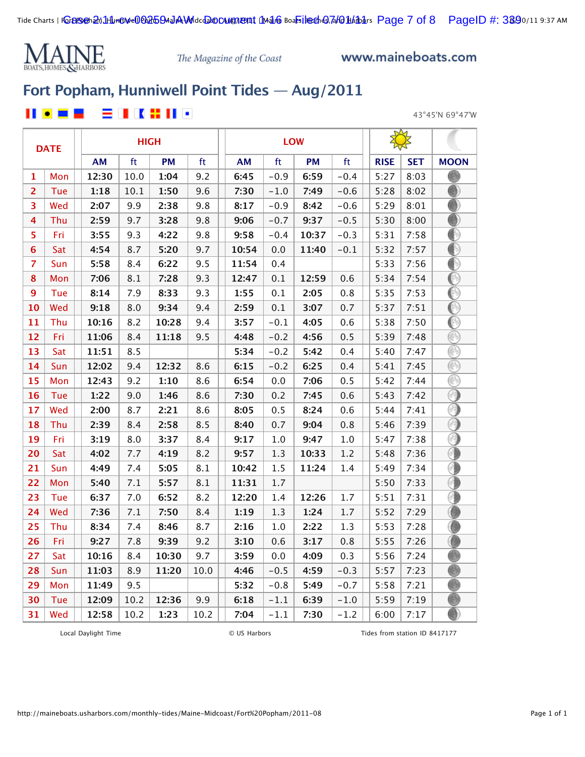# MAINE BOATS, HOMES & HARBORS

*The Magazine of the Coast*

www.maineboats.com

## Fort Popham, Hunniwell Point Tides — Aug/2011

43°45'N 69°47'W

| DATE | | HIGH | | | | LOW | | | | | | |
|---|---|---|---|---|---|---|---|---|---|---|---|---|
| | | AM | ft | PM | ft | AM | ft | PM | ft | RISE | SET | MOON |
| 1 | Mon | 12:30 | 10.0 | 1:04 | 9.2 | 6:45 | −0.9 | 6:59 | −0.4 | 5:27 | 8:03 | |
| 2 | Tue | 1:18 | 10.1 | 1:50 | 9.6 | 7:30 | −1.0 | 7:49 | −0.6 | 5:28 | 8:02 | |
| 3 | Wed | 2:07 | 9.9 | 2:38 | 9.8 | 8:17 | −0.9 | 8:42 | −0.6 | 5:29 | 8:01 | |
| 4 | Thu | 2:59 | 9.7 | 3:28 | 9.8 | 9:06 | −0.7 | 9:37 | −0.5 | 5:30 | 8:00 | |
| 5 | Fri | 3:55 | 9.3 | 4:22 | 9.8 | 9:58 | −0.4 | 10:37 | −0.3 | 5:31 | 7:58 | |
| 6 | Sat | 4:54 | 8.7 | 5:20 | 9.7 | 10:54 | 0.0 | 11:40 | −0.1 | 5:32 | 7:57 | |
| 7 | Sun | 5:58 | 8.4 | 6:22 | 9.5 | 11:54 | 0.4 | | | 5:33 | 7:56 | |
| 8 | Mon | 7:06 | 8.1 | 7:28 | 9.3 | 12:47 | 0.1 | 12:59 | 0.6 | 5:34 | 7:54 | |
| 9 | Tue | 8:14 | 7.9 | 8:33 | 9.3 | 1:55 | 0.1 | 2:05 | 0.8 | 5:35 | 7:53 | |
| 10 | Wed | 9:18 | 8.0 | 9:34 | 9.4 | 2:59 | 0.1 | 3:07 | 0.7 | 5:37 | 7:51 | |
| 11 | Thu | 10:16 | 8.2 | 10:28 | 9.4 | 3:57 | −0.1 | 4:05 | 0.6 | 5:38 | 7:50 | |
| 12 | Fri | 11:06 | 8.4 | 11:18 | 9.5 | 4:48 | −0.2 | 4:56 | 0.5 | 5:39 | 7:48 | |
| 13 | Sat | 11:51 | 8.5 | | | 5:34 | −0.2 | 5:42 | 0.4 | 5:40 | 7:47 | |
| 14 | Sun | 12:02 | 9.4 | 12:32 | 8.6 | 6:15 | −0.2 | 6:25 | 0.4 | 5:41 | 7:45 | |
| 15 | Mon | 12:43 | 9.2 | 1:10 | 8.6 | 6:54 | 0.0 | 7:06 | 0.5 | 5:42 | 7:44 | |
| 16 | Tue | 1:22 | 9.0 | 1:46 | 8.6 | 7:30 | 0.2 | 7:45 | 0.6 | 5:43 | 7:42 | |
| 17 | Wed | 2:00 | 8.7 | 2:21 | 8.6 | 8:05 | 0.5 | 8:24 | 0.6 | 5:44 | 7:41 | |
| 18 | Thu | 2:39 | 8.4 | 2:58 | 8.5 | 8:40 | 0.7 | 9:04 | 0.8 | 5:46 | 7:39 | |
| 19 | Fri | 3:19 | 8.0 | 3:37 | 8.4 | 9:17 | 1.0 | 9:47 | 1.0 | 5:47 | 7:38 | |
| 20 | Sat | 4:02 | 7.7 | 4:19 | 8.2 | 9:57 | 1.3 | 10:33 | 1.2 | 5:48 | 7:36 | |
| 21 | Sun | 4:49 | 7.4 | 5:05 | 8.1 | 10:42 | 1.5 | 11:24 | 1.4 | 5:49 | 7:34 | |
| 22 | Mon | 5:40 | 7.1 | 5:57 | 8.1 | 11:31 | 1.7 | | | 5:50 | 7:33 | |
| 23 | Tue | 6:37 | 7.0 | 6:52 | 8.2 | 12:20 | 1.4 | 12:26 | 1.7 | 5:51 | 7:31 | |
| 24 | Wed | 7:36 | 7.1 | 7:50 | 8.4 | 1:19 | 1.3 | 1:24 | 1.7 | 5:52 | 7:29 | |
| 25 | Thu | 8:34 | 7.4 | 8:46 | 8.7 | 2:16 | 1.0 | 2:22 | 1.3 | 5:53 | 7:28 | |
| 26 | Fri | 9:27 | 7.8 | 9:39 | 9.2 | 3:10 | 0.6 | 3:17 | 0.8 | 5:55 | 7:26 | |
| 27 | Sat | 10:16 | 8.4 | 10:30 | 9.7 | 3:59 | 0.0 | 4:09 | 0.3 | 5:56 | 7:24 | |
| 28 | Sun | 11:03 | 8.9 | 11:20 | 10.0 | 4:46 | −0.5 | 4:59 | −0.3 | 5:57 | 7:23 | |
| 29 | Mon | 11:49 | 9.5 | | | 5:32 | −0.8 | 5:49 | −0.7 | 5:58 | 7:21 | |
| 30 | Tue | 12:09 | 10.2 | 12:36 | 9.9 | 6:18 | −1.1 | 6:39 | −1.0 | 5:59 | 7:19 | |
| 31 | Wed | 12:58 | 10.2 | 1:23 | 10.2 | 7:04 | −1.1 | 7:30 | −1.2 | 6:00 | 7:17 | |

Local Daylight Time — © US Harbors — Tides from station ID 8417177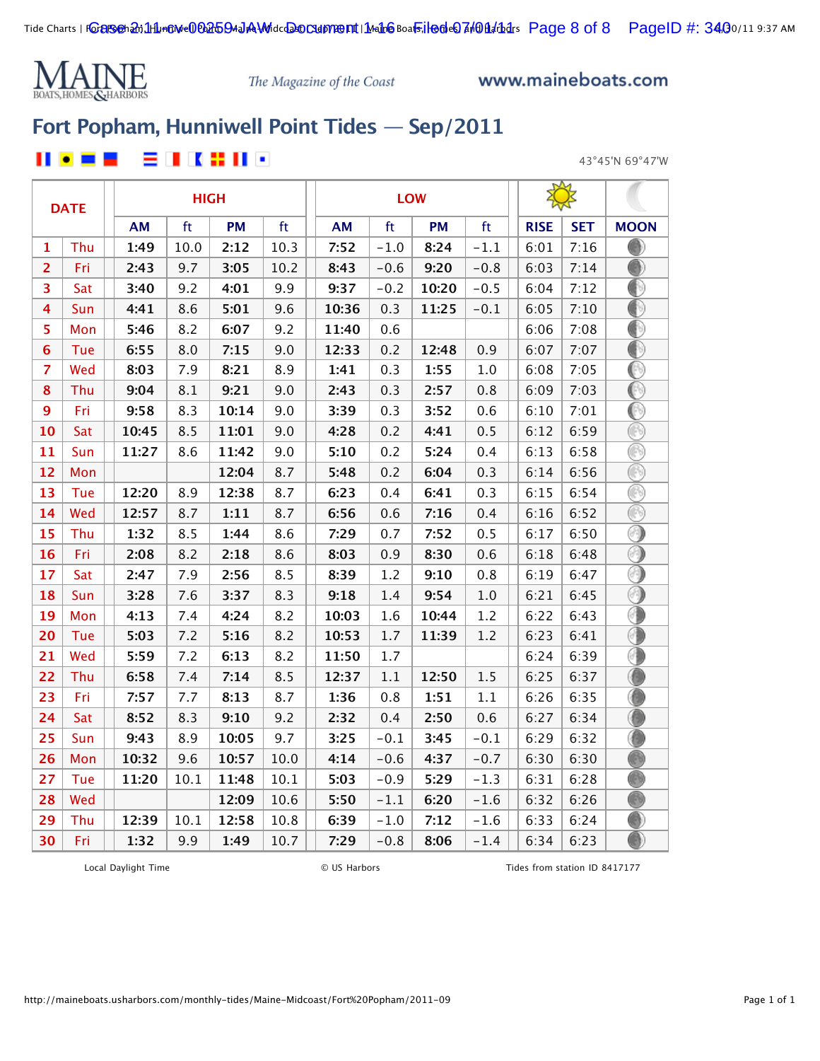MAINE BOATS, HOMES & HARBORS

*The Magazine of the Coast*

www.maineboats.com

# Fort Popham, Hunniwell Point Tides — Sep/2011

43°45'N 69°47'W

| DATE | | HIGH | | | | LOW | | | | RISE | SET | MOON |
|---|---|---|---|---|---|---|---|---|---|---|---|---|
| | | AM | ft | PM | ft | AM | ft | PM | ft | RISE | SET | MOON |
| 1 | Thu | 1:49 | 10.0 | 2:12 | 10.3 | 7:52 | -1.0 | 8:24 | -1.1 | 6:01 | 7:16 | |
| 2 | Fri | 2:43 | 9.7 | 3:05 | 10.2 | 8:43 | -0.6 | 9:20 | -0.8 | 6:03 | 7:14 | |
| 3 | Sat | 3:40 | 9.2 | 4:01 | 9.9 | 9:37 | -0.2 | 10:20 | -0.5 | 6:04 | 7:12 | |
| 4 | Sun | 4:41 | 8.6 | 5:01 | 9.6 | 10:36 | 0.3 | 11:25 | -0.1 | 6:05 | 7:10 | |
| 5 | Mon | 5:46 | 8.2 | 6:07 | 9.2 | 11:40 | 0.6 | | | 6:06 | 7:08 | |
| 6 | Tue | 6:55 | 8.0 | 7:15 | 9.0 | 12:33 | 0.2 | 12:48 | 0.9 | 6:07 | 7:07 | |
| 7 | Wed | 8:03 | 7.9 | 8:21 | 8.9 | 1:41 | 0.3 | 1:55 | 1.0 | 6:08 | 7:05 | |
| 8 | Thu | 9:04 | 8.1 | 9:21 | 9.0 | 2:43 | 0.3 | 2:57 | 0.8 | 6:09 | 7:03 | |
| 9 | Fri | 9:58 | 8.3 | 10:14 | 9.0 | 3:39 | 0.3 | 3:52 | 0.6 | 6:10 | 7:01 | |
| 10 | Sat | 10:45 | 8.5 | 11:01 | 9.0 | 4:28 | 0.2 | 4:41 | 0.5 | 6:12 | 6:59 | |
| 11 | Sun | 11:27 | 8.6 | 11:42 | 9.0 | 5:10 | 0.2 | 5:24 | 0.4 | 6:13 | 6:58 | |
| 12 | Mon | | | 12:04 | 8.7 | 5:48 | 0.2 | 6:04 | 0.3 | 6:14 | 6:56 | |
| 13 | Tue | 12:20 | 8.9 | 12:38 | 8.7 | 6:23 | 0.4 | 6:41 | 0.3 | 6:15 | 6:54 | |
| 14 | Wed | 12:57 | 8.7 | 1:11 | 8.7 | 6:56 | 0.6 | 7:16 | 0.4 | 6:16 | 6:52 | |
| 15 | Thu | 1:32 | 8.5 | 1:44 | 8.6 | 7:29 | 0.7 | 7:52 | 0.5 | 6:17 | 6:50 | |
| 16 | Fri | 2:08 | 8.2 | 2:18 | 8.6 | 8:03 | 0.9 | 8:30 | 0.6 | 6:18 | 6:48 | |
| 17 | Sat | 2:47 | 7.9 | 2:56 | 8.5 | 8:39 | 1.2 | 9:10 | 0.8 | 6:19 | 6:47 | |
| 18 | Sun | 3:28 | 7.6 | 3:37 | 8.3 | 9:18 | 1.4 | 9:54 | 1.0 | 6:21 | 6:45 | |
| 19 | Mon | 4:13 | 7.4 | 4:24 | 8.2 | 10:03 | 1.6 | 10:44 | 1.2 | 6:22 | 6:43 | |
| 20 | Tue | 5:03 | 7.2 | 5:16 | 8.2 | 10:53 | 1.7 | 11:39 | 1.2 | 6:23 | 6:41 | |
| 21 | Wed | 5:59 | 7.2 | 6:13 | 8.2 | 11:50 | 1.7 | | | 6:24 | 6:39 | |
| 22 | Thu | 6:58 | 7.4 | 7:14 | 8.5 | 12:37 | 1.1 | 12:50 | 1.5 | 6:25 | 6:37 | |
| 23 | Fri | 7:57 | 7.7 | 8:13 | 8.7 | 1:36 | 0.8 | 1:51 | 1.1 | 6:26 | 6:35 | |
| 24 | Sat | 8:52 | 8.3 | 9:10 | 9.2 | 2:32 | 0.4 | 2:50 | 0.6 | 6:27 | 6:34 | |
| 25 | Sun | 9:43 | 8.9 | 10:05 | 9.7 | 3:25 | -0.1 | 3:45 | -0.1 | 6:29 | 6:32 | |
| 26 | Mon | 10:32 | 9.6 | 10:57 | 10.0 | 4:14 | -0.6 | 4:37 | -0.7 | 6:30 | 6:30 | |
| 27 | Tue | 11:20 | 10.1 | 11:48 | 10.1 | 5:03 | -0.9 | 5:29 | -1.3 | 6:31 | 6:28 | |
| 28 | Wed | | | 12:09 | 10.6 | 5:50 | -1.1 | 6:20 | -1.6 | 6:32 | 6:26 | |
| 29 | Thu | 12:39 | 10.1 | 12:58 | 10.8 | 6:39 | -1.0 | 7:12 | -1.6 | 6:33 | 6:24 | |
| 30 | Fri | 1:32 | 9.9 | 1:49 | 10.7 | 7:29 | -0.8 | 8:06 | -1.4 | 6:34 | 6:23 | |

Local Daylight Time © US Harbors Tides from station ID 8417177